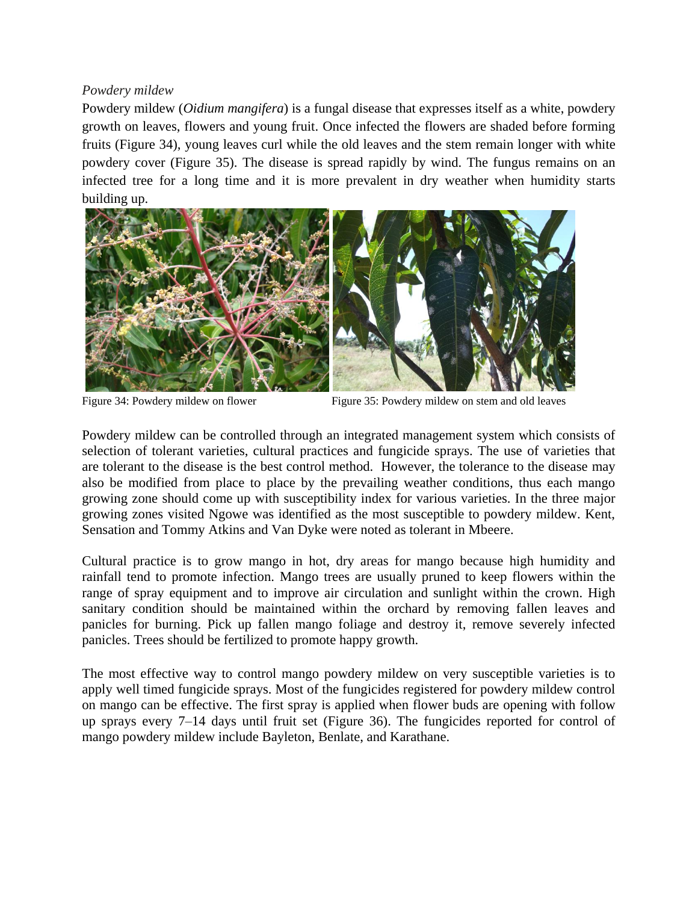*Powdery mildew*

Powdery mildew (*Oidium mangifera*) is a fungal disease that expresses itself as a white, powdery growth on leaves, flowers and young fruit. Once infected the flowers are shaded before forming fruits (Figure 34), young leaves curl while the old leaves and the stem remain longer with white powdery cover (Figure 35). The disease is spread rapidly by wind. The fungus remains on an infected tree for a long time and it is more prevalent in dry weather when humidity starts building up.

Figure 34: Powdery mildew on flower

Figure 35: Powdery mildew on stem and old leaves

Powdery mildew can be controlled through an integrated management system which consists of selection of tolerant varieties, cultural practices and fungicide sprays. The use of varieties that are tolerant to the disease is the best control method. However, the tolerance to the disease may also be modified from place to place by the prevailing weather conditions, thus each mango growing zone should come up with susceptibility index for various varieties. In the three major growing zones visited Ngowe was identified as the most susceptible to powdery mildew. Kent, Sensation and Tommy Atkins and Van Dyke were noted as tolerant in Mbeere.

Cultural practice is to grow mango in hot, dry areas for mango because high humidity and rainfall tend to promote infection. Mango trees are usually pruned to keep flowers within the range of spray equipment and to improve air circulation and sunlight within the crown. High sanitary condition should be maintained within the orchard by removing fallen leaves and panicles for burning. Pick up fallen mango foliage and destroy it, remove severely infected panicles. Trees should be fertilized to promote happy growth.

The most effective way to control mango powdery mildew on very susceptible varieties is to apply well timed fungicide sprays. Most of the fungicides registered for powdery mildew control on mango can be effective. The first spray is applied when flower buds are opening with follow up sprays every 7–14 days until fruit set (Figure 36). The fungicides reported for control of mango powdery mildew include Bayleton, Benlate, and Karathane.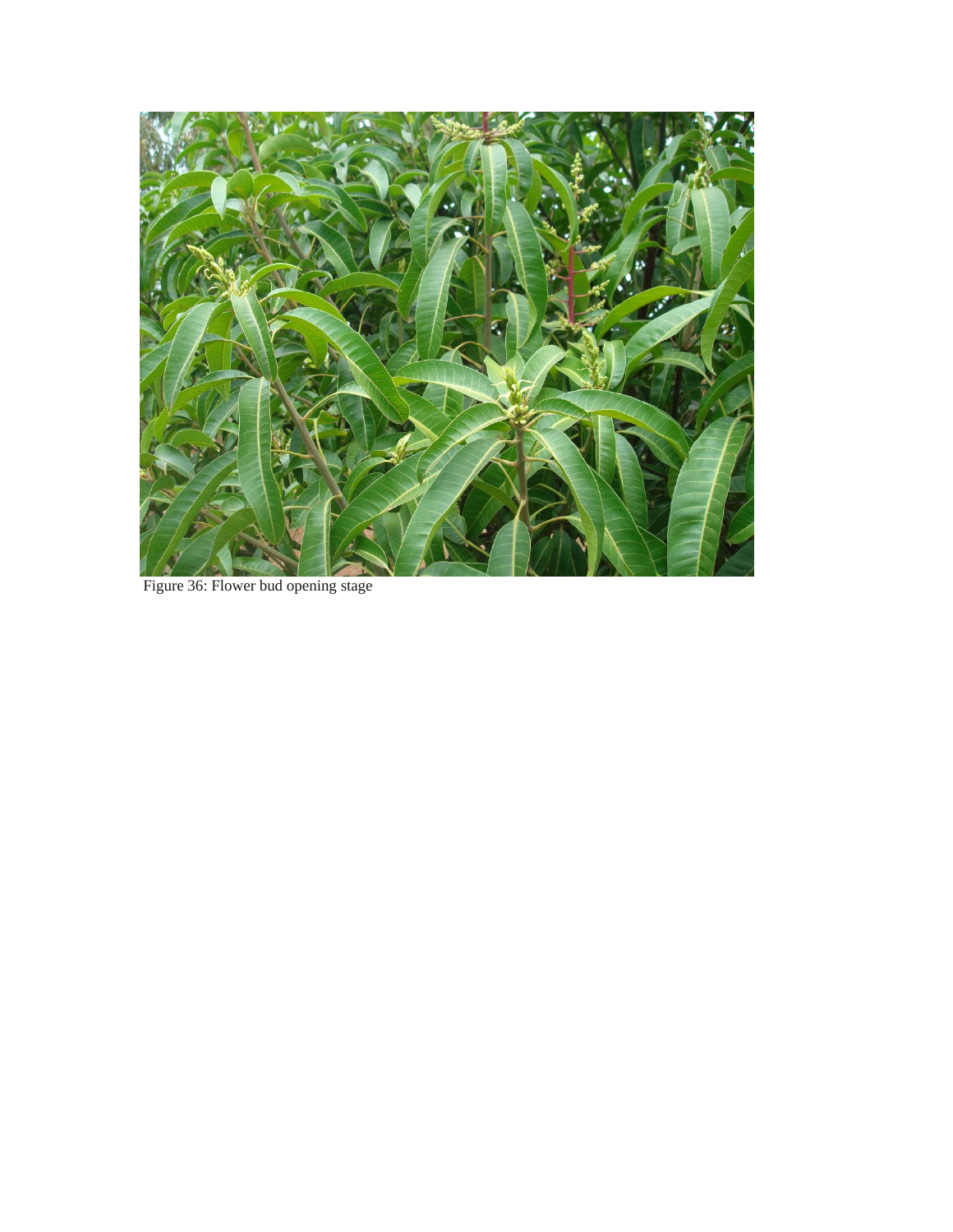Figure 36: Flower bud opening stage